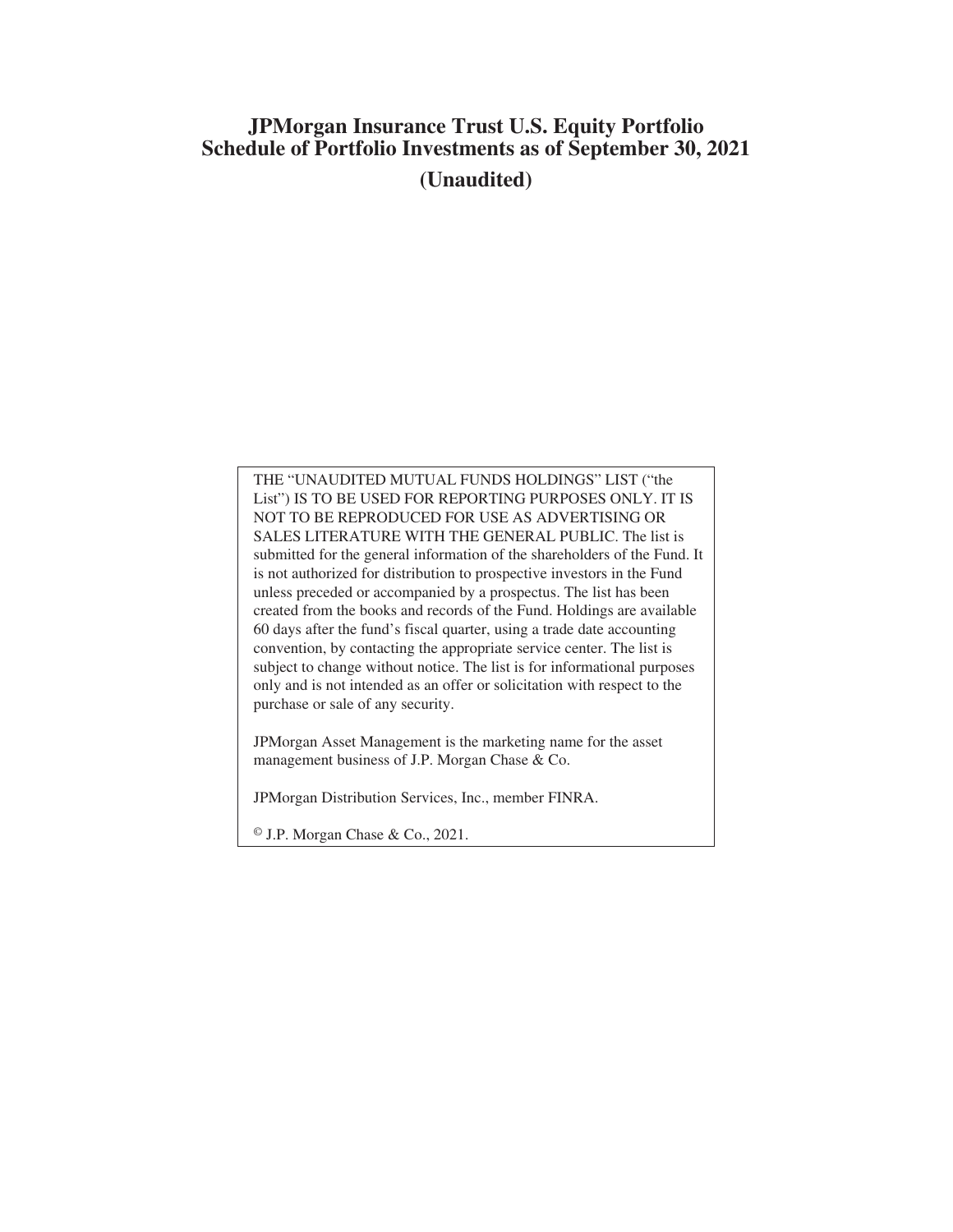# JPMorgan Insurance Trust U.S. Equity Portfolio
# Schedule of Portfolio Investments as of September 30, 2021
## (Unaudited)

THE "UNAUDITED MUTUAL FUNDS HOLDINGS" LIST ("the List") IS TO BE USED FOR REPORTING PURPOSES ONLY. IT IS NOT TO BE REPRODUCED FOR USE AS ADVERTISING OR SALES LITERATURE WITH THE GENERAL PUBLIC. The list is submitted for the general information of the shareholders of the Fund. It is not authorized for distribution to prospective investors in the Fund unless preceded or accompanied by a prospectus. The list has been created from the books and records of the Fund. Holdings are available 60 days after the fund's fiscal quarter, using a trade date accounting convention, by contacting the appropriate service center. The list is subject to change without notice. The list is for informational purposes only and is not intended as an offer or solicitation with respect to the purchase or sale of any security.

JPMorgan Asset Management is the marketing name for the asset management business of J.P. Morgan Chase & Co.

JPMorgan Distribution Services, Inc., member FINRA.

© J.P. Morgan Chase & Co., 2021.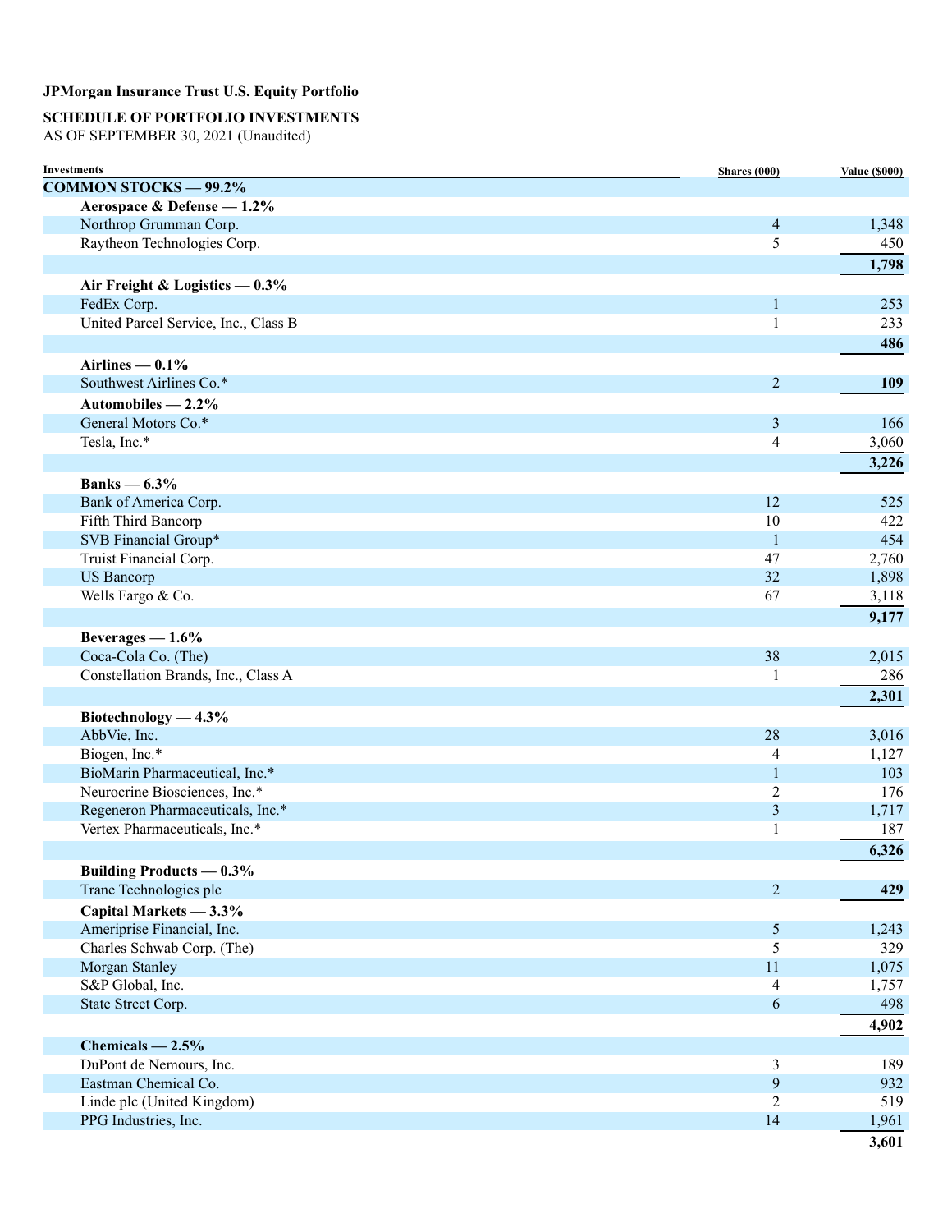**JPMorgan Insurance Trust U.S. Equity Portfolio**

**SCHEDULE OF PORTFOLIO INVESTMENTS**
AS OF SEPTEMBER 30, 2021 (Unaudited)

| Investments | Shares (000) | Value ($000) |
|---|---|---|
| **COMMON STOCKS — 99.2%** | | |
| **Aerospace & Defense — 1.2%** | | |
| Northrop Grumman Corp. | 4 | 1,348 |
| Raytheon Technologies Corp. | 5 | 450 |
| | | **1,798** |
| **Air Freight & Logistics — 0.3%** | | |
| FedEx Corp. | 1 | 253 |
| United Parcel Service, Inc., Class B | 1 | 233 |
| | | **486** |
| **Airlines — 0.1%** | | |
| Southwest Airlines Co.* | 2 | **109** |
| **Automobiles — 2.2%** | | |
| General Motors Co.* | 3 | 166 |
| Tesla, Inc.* | 4 | 3,060 |
| | | **3,226** |
| **Banks — 6.3%** | | |
| Bank of America Corp. | 12 | 525 |
| Fifth Third Bancorp | 10 | 422 |
| SVB Financial Group* | 1 | 454 |
| Truist Financial Corp. | 47 | 2,760 |
| US Bancorp | 32 | 1,898 |
| Wells Fargo & Co. | 67 | 3,118 |
| | | **9,177** |
| **Beverages — 1.6%** | | |
| Coca-Cola Co. (The) | 38 | 2,015 |
| Constellation Brands, Inc., Class A | 1 | 286 |
| | | **2,301** |
| **Biotechnology — 4.3%** | | |
| AbbVie, Inc. | 28 | 3,016 |
| Biogen, Inc.* | 4 | 1,127 |
| BioMarin Pharmaceutical, Inc.* | 1 | 103 |
| Neurocrine Biosciences, Inc.* | 2 | 176 |
| Regeneron Pharmaceuticals, Inc.* | 3 | 1,717 |
| Vertex Pharmaceuticals, Inc.* | 1 | 187 |
| | | **6,326** |
| **Building Products — 0.3%** | | |
| Trane Technologies plc | 2 | **429** |
| **Capital Markets — 3.3%** | | |
| Ameriprise Financial, Inc. | 5 | 1,243 |
| Charles Schwab Corp. (The) | 5 | 329 |
| Morgan Stanley | 11 | 1,075 |
| S&P Global, Inc. | 4 | 1,757 |
| State Street Corp. | 6 | 498 |
| | | **4,902** |
| **Chemicals — 2.5%** | | |
| DuPont de Nemours, Inc. | 3 | 189 |
| Eastman Chemical Co. | 9 | 932 |
| Linde plc (United Kingdom) | 2 | 519 |
| PPG Industries, Inc. | 14 | 1,961 |
| | | **3,601** |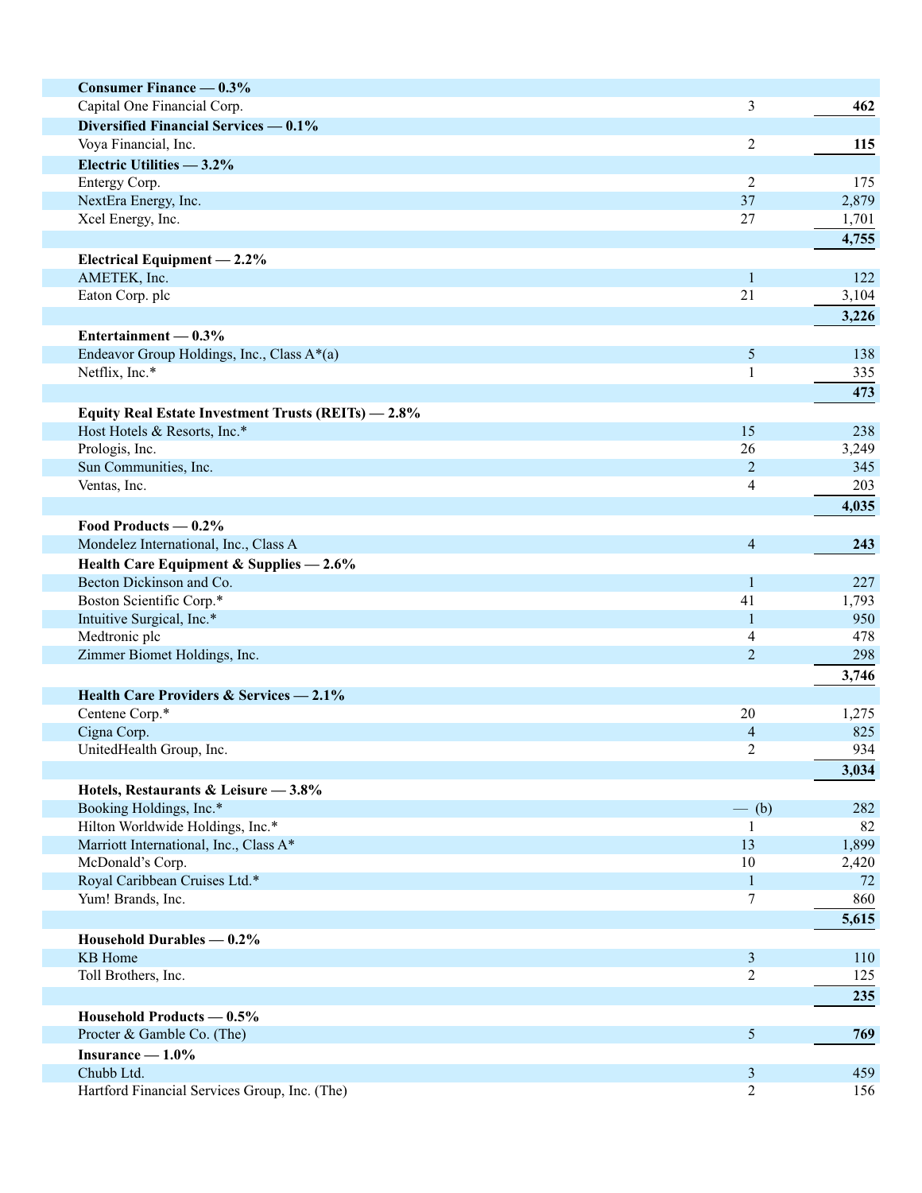| | | |
|---|---|---|
| **Consumer Finance — 0.3%** | | |
| Capital One Financial Corp. | 3 | **462** |
| **Diversified Financial Services — 0.1%** | | |
| Voya Financial, Inc. | 2 | **115** |
| **Electric Utilities — 3.2%** | | |
| Entergy Corp. | 2 | 175 |
| NextEra Energy, Inc. | 37 | 2,879 |
| Xcel Energy, Inc. | 27 | 1,701 |
| | | **4,755** |
| **Electrical Equipment — 2.2%** | | |
| AMETEK, Inc. | 1 | 122 |
| Eaton Corp. plc | 21 | 3,104 |
| | | **3,226** |
| **Entertainment — 0.3%** | | |
| Endeavor Group Holdings, Inc., Class A*(a) | 5 | 138 |
| Netflix, Inc.* | 1 | 335 |
| | | **473** |
| **Equity Real Estate Investment Trusts (REITs) — 2.8%** | | |
| Host Hotels & Resorts, Inc.* | 15 | 238 |
| Prologis, Inc. | 26 | 3,249 |
| Sun Communities, Inc. | 2 | 345 |
| Ventas, Inc. | 4 | 203 |
| | | **4,035** |
| **Food Products — 0.2%** | | |
| Mondelez International, Inc., Class A | 4 | **243** |
| **Health Care Equipment & Supplies — 2.6%** | | |
| Becton Dickinson and Co. | 1 | 227 |
| Boston Scientific Corp.* | 41 | 1,793 |
| Intuitive Surgical, Inc.* | 1 | 950 |
| Medtronic plc | 4 | 478 |
| Zimmer Biomet Holdings, Inc. | 2 | 298 |
| | | **3,746** |
| **Health Care Providers & Services — 2.1%** | | |
| Centene Corp.* | 20 | 1,275 |
| Cigna Corp. | 4 | 825 |
| UnitedHealth Group, Inc. | 2 | 934 |
| | | **3,034** |
| **Hotels, Restaurants & Leisure — 3.8%** | | |
| Booking Holdings, Inc.* | — (b) | 282 |
| Hilton Worldwide Holdings, Inc.* | 1 | 82 |
| Marriott International, Inc., Class A* | 13 | 1,899 |
| McDonald's Corp. | 10 | 2,420 |
| Royal Caribbean Cruises Ltd.* | 1 | 72 |
| Yum! Brands, Inc. | 7 | 860 |
| | | **5,615** |
| **Household Durables — 0.2%** | | |
| KB Home | 3 | 110 |
| Toll Brothers, Inc. | 2 | 125 |
| | | **235** |
| **Household Products — 0.5%** | | |
| Procter & Gamble Co. (The) | 5 | **769** |
| **Insurance — 1.0%** | | |
| Chubb Ltd. | 3 | 459 |
| Hartford Financial Services Group, Inc. (The) | 2 | 156 |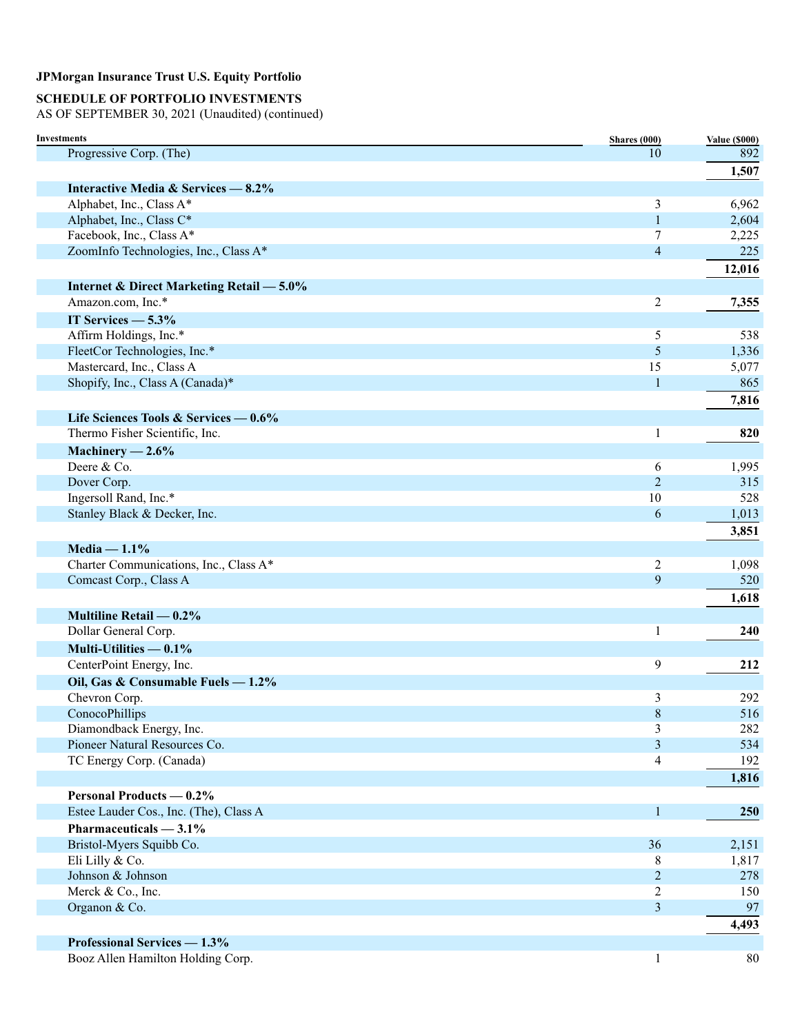**JPMorgan Insurance Trust U.S. Equity Portfolio**

**SCHEDULE OF PORTFOLIO INVESTMENTS**
AS OF SEPTEMBER 30, 2021 (Unaudited) (continued)

| Investments | Shares (000) | Value ($000) |
|---|---|---|
| Progressive Corp. (The) | 10 | 892 |
| | | **1,507** |
| **Interactive Media & Services — 8.2%** | | |
| Alphabet, Inc., Class A* | 3 | 6,962 |
| Alphabet, Inc., Class C* | 1 | 2,604 |
| Facebook, Inc., Class A* | 7 | 2,225 |
| ZoomInfo Technologies, Inc., Class A* | 4 | 225 |
| | | **12,016** |
| **Internet & Direct Marketing Retail — 5.0%** | | |
| Amazon.com, Inc.* | 2 | **7,355** |
| **IT Services — 5.3%** | | |
| Affirm Holdings, Inc.* | 5 | 538 |
| FleetCor Technologies, Inc.* | 5 | 1,336 |
| Mastercard, Inc., Class A | 15 | 5,077 |
| Shopify, Inc., Class A (Canada)* | 1 | 865 |
| | | **7,816** |
| **Life Sciences Tools & Services — 0.6%** | | |
| Thermo Fisher Scientific, Inc. | 1 | **820** |
| **Machinery — 2.6%** | | |
| Deere & Co. | 6 | 1,995 |
| Dover Corp. | 2 | 315 |
| Ingersoll Rand, Inc.* | 10 | 528 |
| Stanley Black & Decker, Inc. | 6 | 1,013 |
| | | **3,851** |
| **Media — 1.1%** | | |
| Charter Communications, Inc., Class A* | 2 | 1,098 |
| Comcast Corp., Class A | 9 | 520 |
| | | **1,618** |
| **Multiline Retail — 0.2%** | | |
| Dollar General Corp. | 1 | **240** |
| **Multi-Utilities — 0.1%** | | |
| CenterPoint Energy, Inc. | 9 | **212** |
| **Oil, Gas & Consumable Fuels — 1.2%** | | |
| Chevron Corp. | 3 | 292 |
| ConocoPhillips | 8 | 516 |
| Diamondback Energy, Inc. | 3 | 282 |
| Pioneer Natural Resources Co. | 3 | 534 |
| TC Energy Corp. (Canada) | 4 | 192 |
| | | **1,816** |
| **Personal Products — 0.2%** | | |
| Estee Lauder Cos., Inc. (The), Class A | 1 | **250** |
| **Pharmaceuticals — 3.1%** | | |
| Bristol-Myers Squibb Co. | 36 | 2,151 |
| Eli Lilly & Co. | 8 | 1,817 |
| Johnson & Johnson | 2 | 278 |
| Merck & Co., Inc. | 2 | 150 |
| Organon & Co. | 3 | 97 |
| | | **4,493** |
| **Professional Services — 1.3%** | | |
| Booz Allen Hamilton Holding Corp. | 1 | 80 |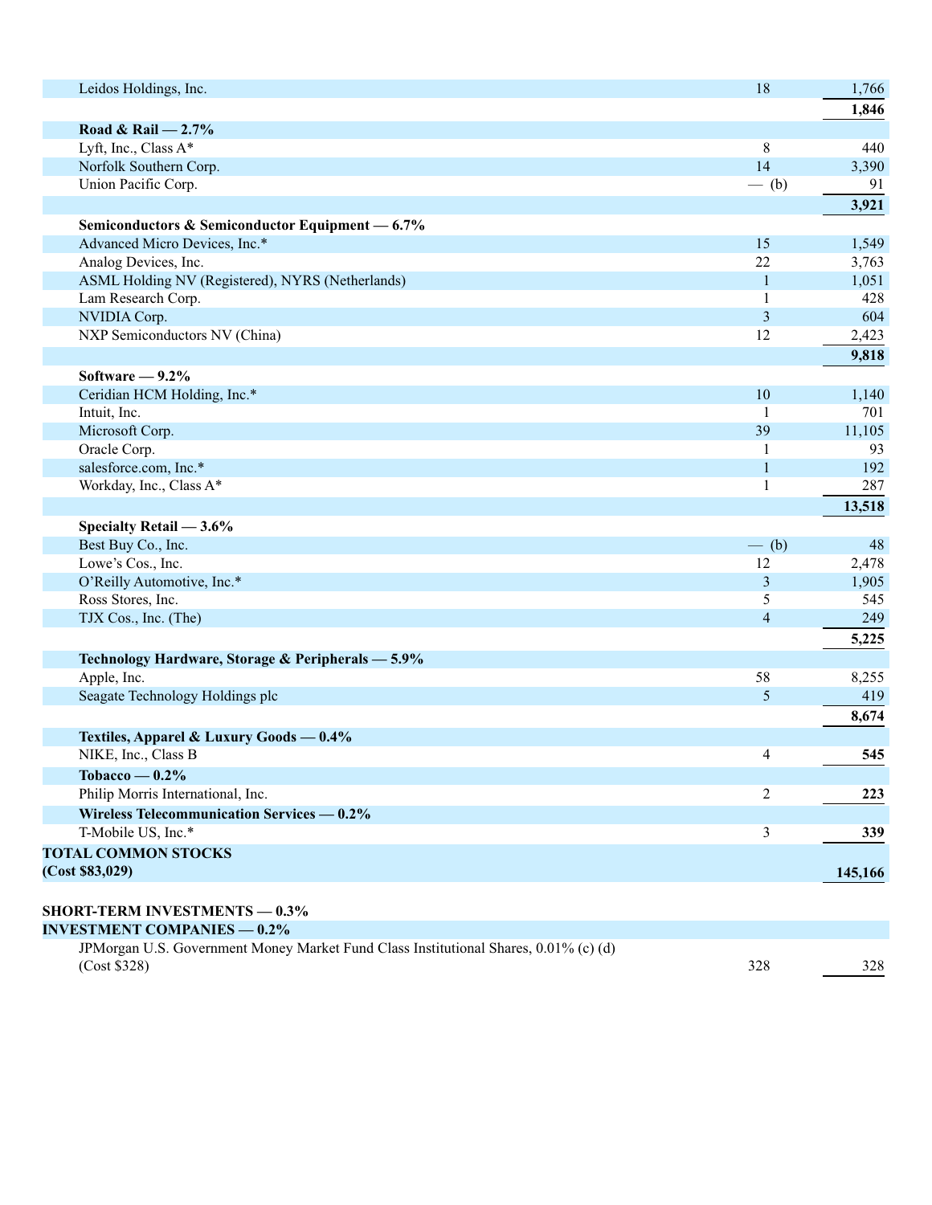| | | |
|---|---|---|
| Leidos Holdings, Inc. | 18 | 1,766 |
| | | **1,846** |
| **Road & Rail — 2.7%** | | |
| Lyft, Inc., Class A* | 8 | 440 |
| Norfolk Southern Corp. | 14 | 3,390 |
| Union Pacific Corp. | — (b) | 91 |
| | | **3,921** |
| **Semiconductors & Semiconductor Equipment — 6.7%** | | |
| Advanced Micro Devices, Inc.* | 15 | 1,549 |
| Analog Devices, Inc. | 22 | 3,763 |
| ASML Holding NV (Registered), NYRS (Netherlands) | 1 | 1,051 |
| Lam Research Corp. | 1 | 428 |
| NVIDIA Corp. | 3 | 604 |
| NXP Semiconductors NV (China) | 12 | 2,423 |
| | | **9,818** |
| **Software — 9.2%** | | |
| Ceridian HCM Holding, Inc.* | 10 | 1,140 |
| Intuit, Inc. | 1 | 701 |
| Microsoft Corp. | 39 | 11,105 |
| Oracle Corp. | 1 | 93 |
| salesforce.com, Inc.* | 1 | 192 |
| Workday, Inc., Class A* | 1 | 287 |
| | | **13,518** |
| **Specialty Retail — 3.6%** | | |
| Best Buy Co., Inc. | — (b) | 48 |
| Lowe's Cos., Inc. | 12 | 2,478 |
| O'Reilly Automotive, Inc.* | 3 | 1,905 |
| Ross Stores, Inc. | 5 | 545 |
| TJX Cos., Inc. (The) | 4 | 249 |
| | | **5,225** |
| **Technology Hardware, Storage & Peripherals — 5.9%** | | |
| Apple, Inc. | 58 | 8,255 |
| Seagate Technology Holdings plc | 5 | 419 |
| | | **8,674** |
| **Textiles, Apparel & Luxury Goods — 0.4%** | | |
| NIKE, Inc., Class B | 4 | **545** |
| **Tobacco — 0.2%** | | |
| Philip Morris International, Inc. | 2 | **223** |
| **Wireless Telecommunication Services — 0.2%** | | |
| T-Mobile US, Inc.* | 3 | **339** |
| **TOTAL COMMON STOCKS (Cost $83,029)** | | **145,166** |
| | | |
| **SHORT-TERM INVESTMENTS — 0.3%** | | |
| **INVESTMENT COMPANIES — 0.2%** | | |
| JPMorgan U.S. Government Money Market Fund Class Institutional Shares, 0.01% (c) (d) (Cost $328) | 328 | 328 |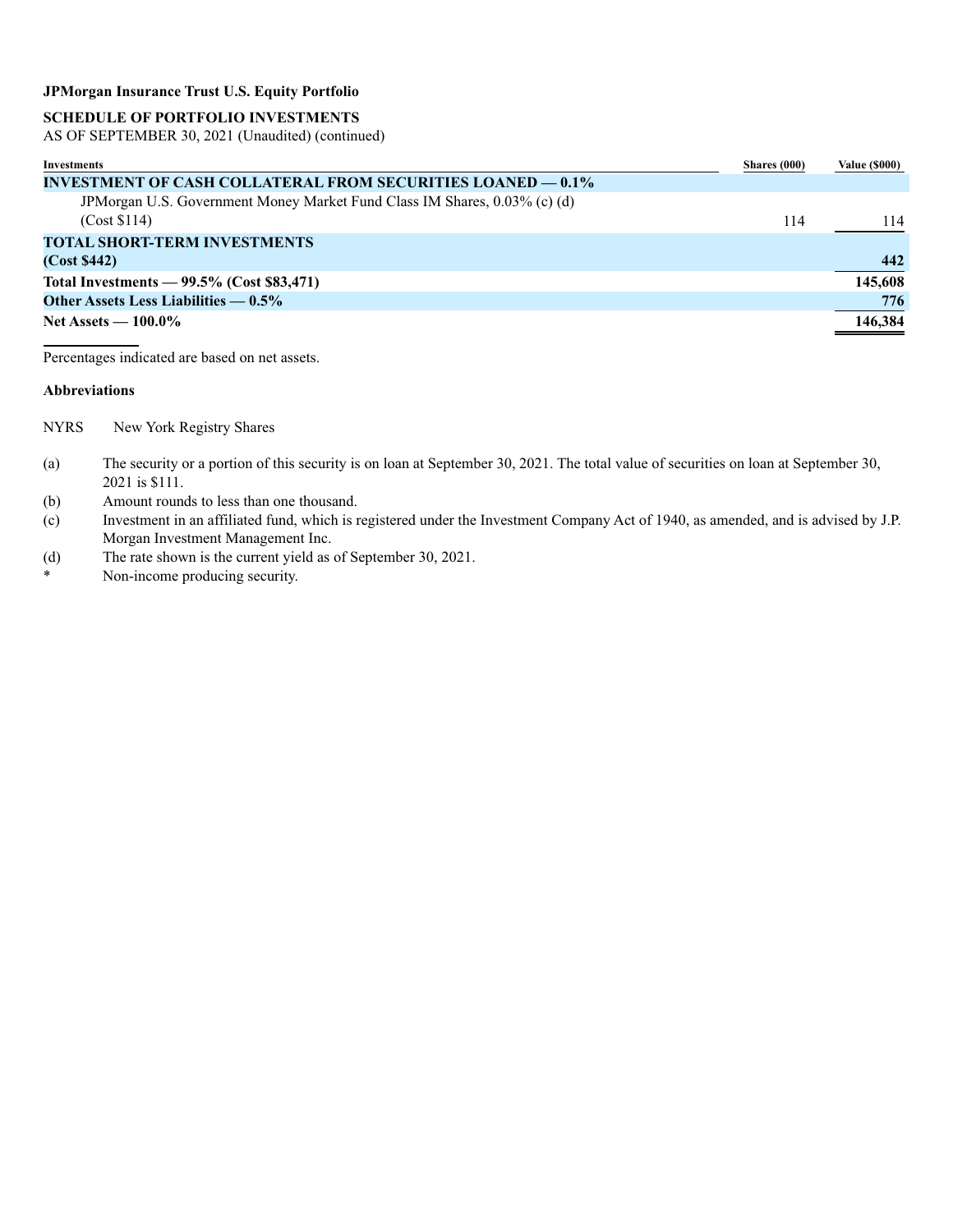**JPMorgan Insurance Trust U.S. Equity Portfolio**

**SCHEDULE OF PORTFOLIO INVESTMENTS**

AS OF SEPTEMBER 30, 2021 (Unaudited) (continued)

| Investments | Shares (000) | Value ($000) |
|---|---|---|
| **INVESTMENT OF CASH COLLATERAL FROM SECURITIES LOANED — 0.1%** | | |
| JPMorgan U.S. Government Money Market Fund Class IM Shares, 0.03% (c) (d) (Cost $114) | 114 | 114 |
| **TOTAL SHORT-TERM INVESTMENTS (Cost $442)** | | **442** |
| **Total Investments — 99.5% (Cost $83,471)** | | **145,608** |
| **Other Assets Less Liabilities — 0.5%** | | **776** |
| **Net Assets — 100.0%** | | **146,384** |

Percentages indicated are based on net assets.

**Abbreviations**

NYRS New York Registry Shares

(a) The security or a portion of this security is on loan at September 30, 2021. The total value of securities on loan at September 30, 2021 is $111.

(b) Amount rounds to less than one thousand.

(c) Investment in an affiliated fund, which is registered under the Investment Company Act of 1940, as amended, and is advised by J.P. Morgan Investment Management Inc.

(d) The rate shown is the current yield as of September 30, 2021.

\* Non-income producing security.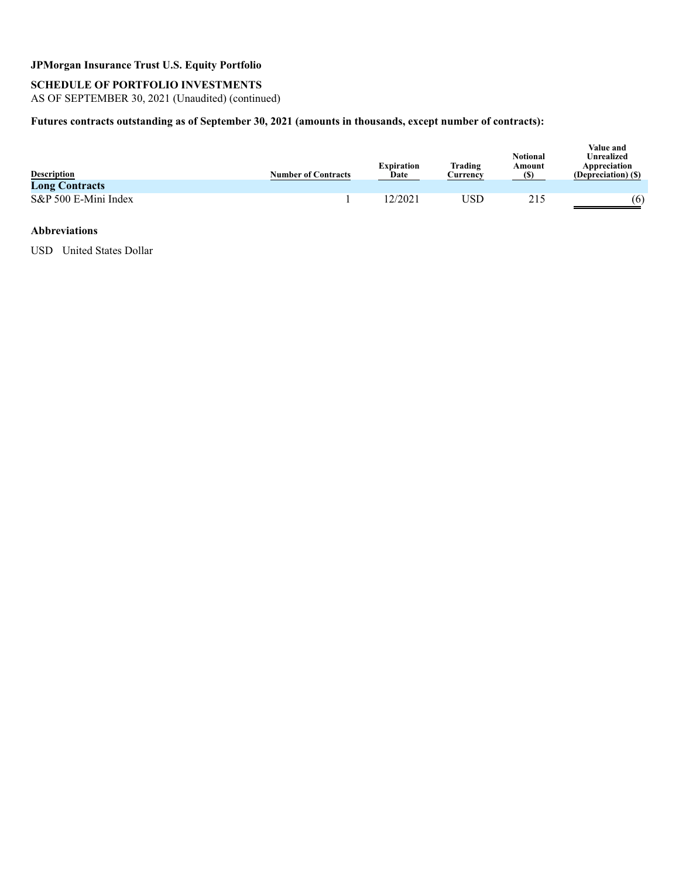**JPMorgan Insurance Trust U.S. Equity Portfolio**

**SCHEDULE OF PORTFOLIO INVESTMENTS**
AS OF SEPTEMBER 30, 2021 (Unaudited) (continued)

**Futures contracts outstanding as of September 30, 2021 (amounts in thousands, except number of contracts):**

| Description | Number of Contracts | Expiration Date | Trading Currency | Notional Amount ($) | Value and Unrealized Appreciation (Depreciation) ($) |
|---|---|---|---|---|---|
| **Long Contracts** | | | | | |
| S&P 500 E-Mini Index | 1 | 12/2021 | USD | 215 | (6) |

**Abbreviations**

USD United States Dollar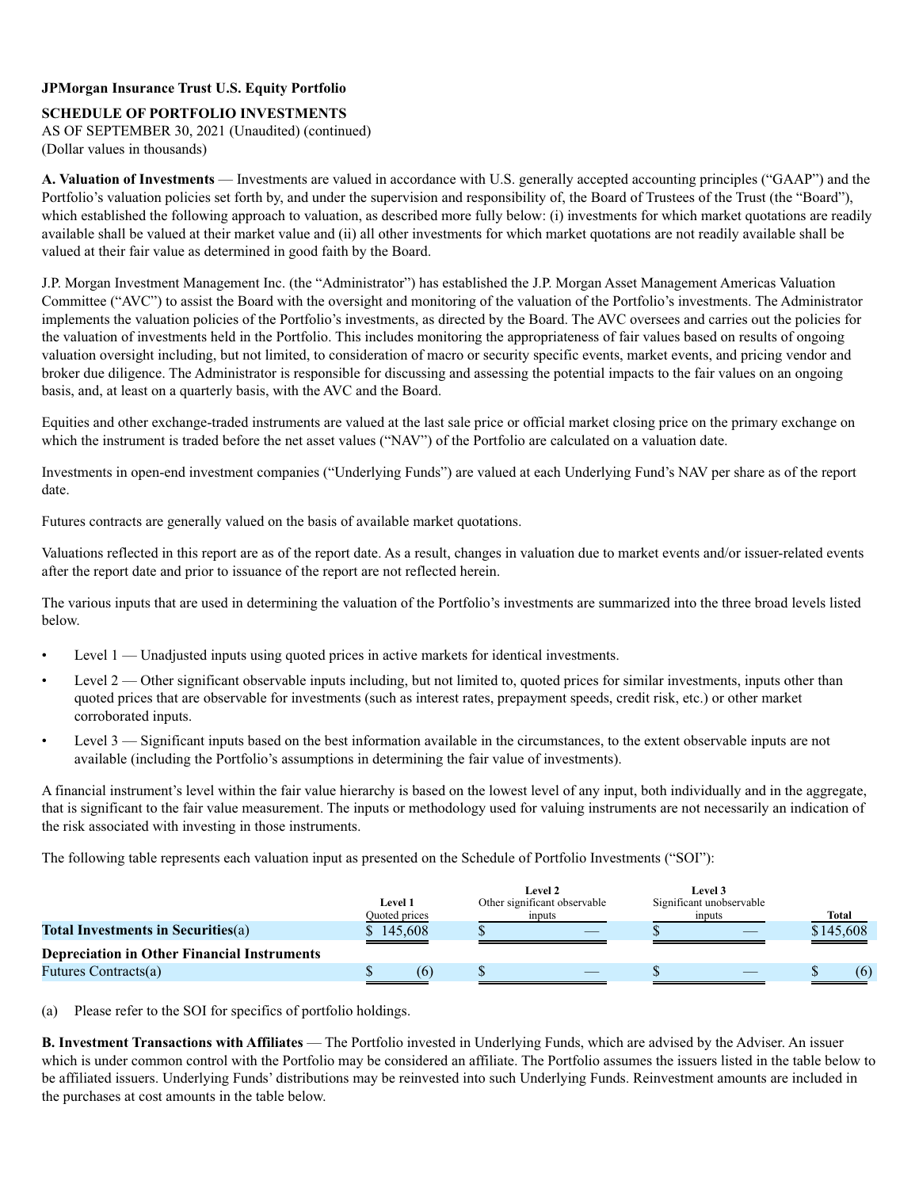**JPMorgan Insurance Trust U.S. Equity Portfolio**

**SCHEDULE OF PORTFOLIO INVESTMENTS**

AS OF SEPTEMBER 30, 2021 (Unaudited) (continued)
(Dollar values in thousands)

**A. Valuation of Investments** — Investments are valued in accordance with U.S. generally accepted accounting principles ("GAAP") and the Portfolio's valuation policies set forth by, and under the supervision and responsibility of, the Board of Trustees of the Trust (the "Board"), which established the following approach to valuation, as described more fully below: (i) investments for which market quotations are readily available shall be valued at their market value and (ii) all other investments for which market quotations are not readily available shall be valued at their fair value as determined in good faith by the Board.

J.P. Morgan Investment Management Inc. (the "Administrator") has established the J.P. Morgan Asset Management Americas Valuation Committee ("AVC") to assist the Board with the oversight and monitoring of the valuation of the Portfolio's investments. The Administrator implements the valuation policies of the Portfolio's investments, as directed by the Board. The AVC oversees and carries out the policies for the valuation of investments held in the Portfolio. This includes monitoring the appropriateness of fair values based on results of ongoing valuation oversight including, but not limited, to consideration of macro or security specific events, market events, and pricing vendor and broker due diligence. The Administrator is responsible for discussing and assessing the potential impacts to the fair values on an ongoing basis, and, at least on a quarterly basis, with the AVC and the Board.

Equities and other exchange-traded instruments are valued at the last sale price or official market closing price on the primary exchange on which the instrument is traded before the net asset values ("NAV") of the Portfolio are calculated on a valuation date.

Investments in open-end investment companies ("Underlying Funds") are valued at each Underlying Fund's NAV per share as of the report date.

Futures contracts are generally valued on the basis of available market quotations.

Valuations reflected in this report are as of the report date. As a result, changes in valuation due to market events and/or issuer-related events after the report date and prior to issuance of the report are not reflected herein.

The various inputs that are used in determining the valuation of the Portfolio's investments are summarized into the three broad levels listed below.

- Level 1 — Unadjusted inputs using quoted prices in active markets for identical investments.
- Level 2 — Other significant observable inputs including, but not limited to, quoted prices for similar investments, inputs other than quoted prices that are observable for investments (such as interest rates, prepayment speeds, credit risk, etc.) or other market corroborated inputs.
- Level 3 — Significant inputs based on the best information available in the circumstances, to the extent observable inputs are not available (including the Portfolio's assumptions in determining the fair value of investments).

A financial instrument's level within the fair value hierarchy is based on the lowest level of any input, both individually and in the aggregate, that is significant to the fair value measurement. The inputs or methodology used for valuing instruments are not necessarily an indication of the risk associated with investing in those instruments.

The following table represents each valuation input as presented on the Schedule of Portfolio Investments ("SOI"):

| | Level 1 Quoted prices | Level 2 Other significant observable inputs | Level 3 Significant unobservable inputs | Total |
|---|---|---|---|---|
| **Total Investments in Securities**(a) | $ 145,608 | $ — | $ — | $145,608 |
| **Depreciation in Other Financial Instruments** | | | | |
| Futures Contracts(a) | $ (6) | $ — | $ — | $ (6) |

(a) Please refer to the SOI for specifics of portfolio holdings.

**B. Investment Transactions with Affiliates** — The Portfolio invested in Underlying Funds, which are advised by the Adviser. An issuer which is under common control with the Portfolio may be considered an affiliate. The Portfolio assumes the issuers listed in the table below to be affiliated issuers. Underlying Funds' distributions may be reinvested into such Underlying Funds. Reinvestment amounts are included in the purchases at cost amounts in the table below.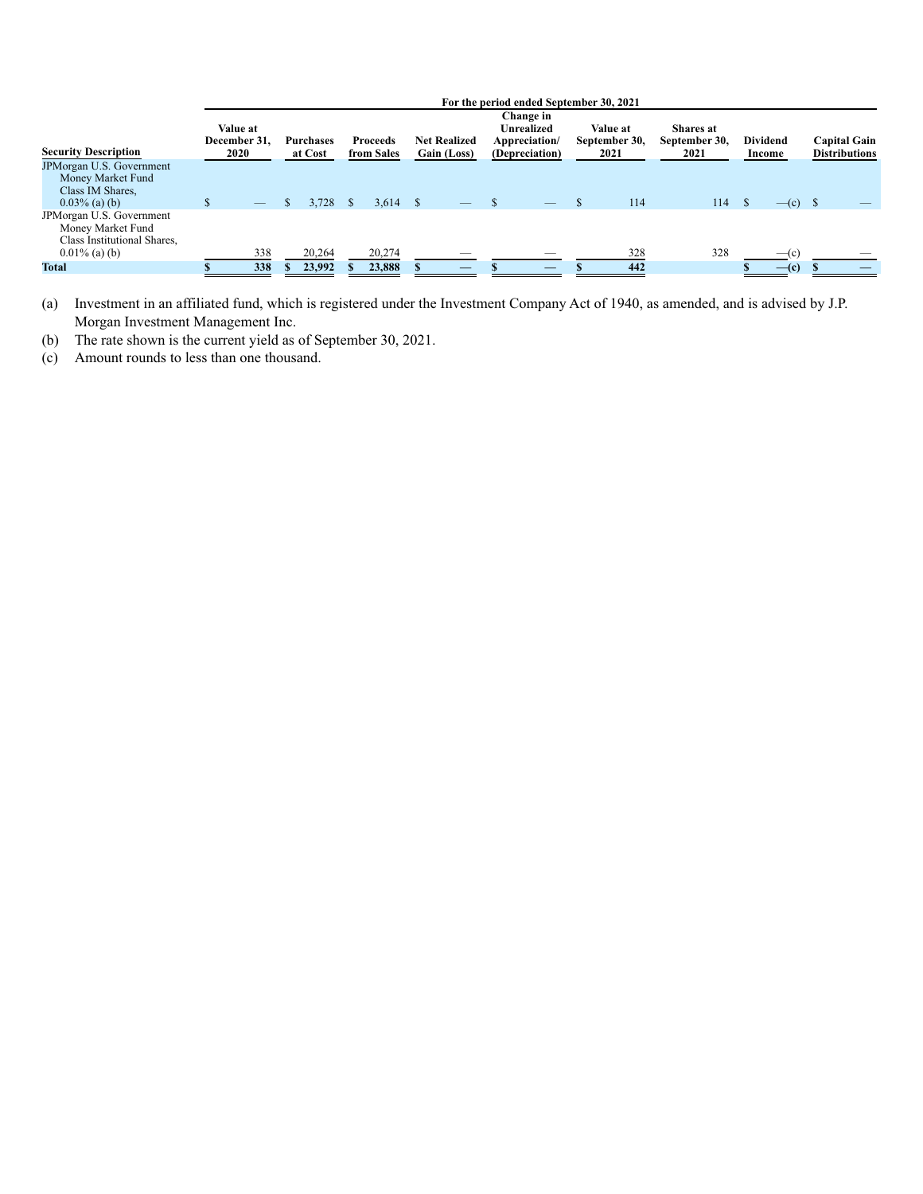| | For the period ended September 30, 2021 | | | | | | | | |
|---|---|---|---|---|---|---|---|---|---|
| Security Description | Value at December 31, 2020 | Purchases at Cost | Proceeds from Sales | Net Realized Gain (Loss) | Change in Unrealized Appreciation/ (Depreciation) | Value at September 30, 2021 | Shares at September 30, 2021 | Dividend Income | Capital Gain Distributions |
| JPMorgan U.S. Government Money Market Fund Class IM Shares, 0.03% (a) (b) | $ — | $ 3,728 | $ 3,614 | $ — | $ — | $ 114 | 114 | $ —(c) | $ — |
| JPMorgan U.S. Government Money Market Fund Class Institutional Shares, 0.01% (a) (b) | 338 | 20,264 | 20,274 | — | — | 328 | 328 | —(c) | — |
| **Total** | **$ 338** | **$ 23,992** | **$ 23,888** | **$ —** | **$ —** | **$ 442** | | **$ —(c)** | **$ —** |

(a) Investment in an affiliated fund, which is registered under the Investment Company Act of 1940, as amended, and is advised by J.P. Morgan Investment Management Inc.

(b) The rate shown is the current yield as of September 30, 2021.

(c) Amount rounds to less than one thousand.